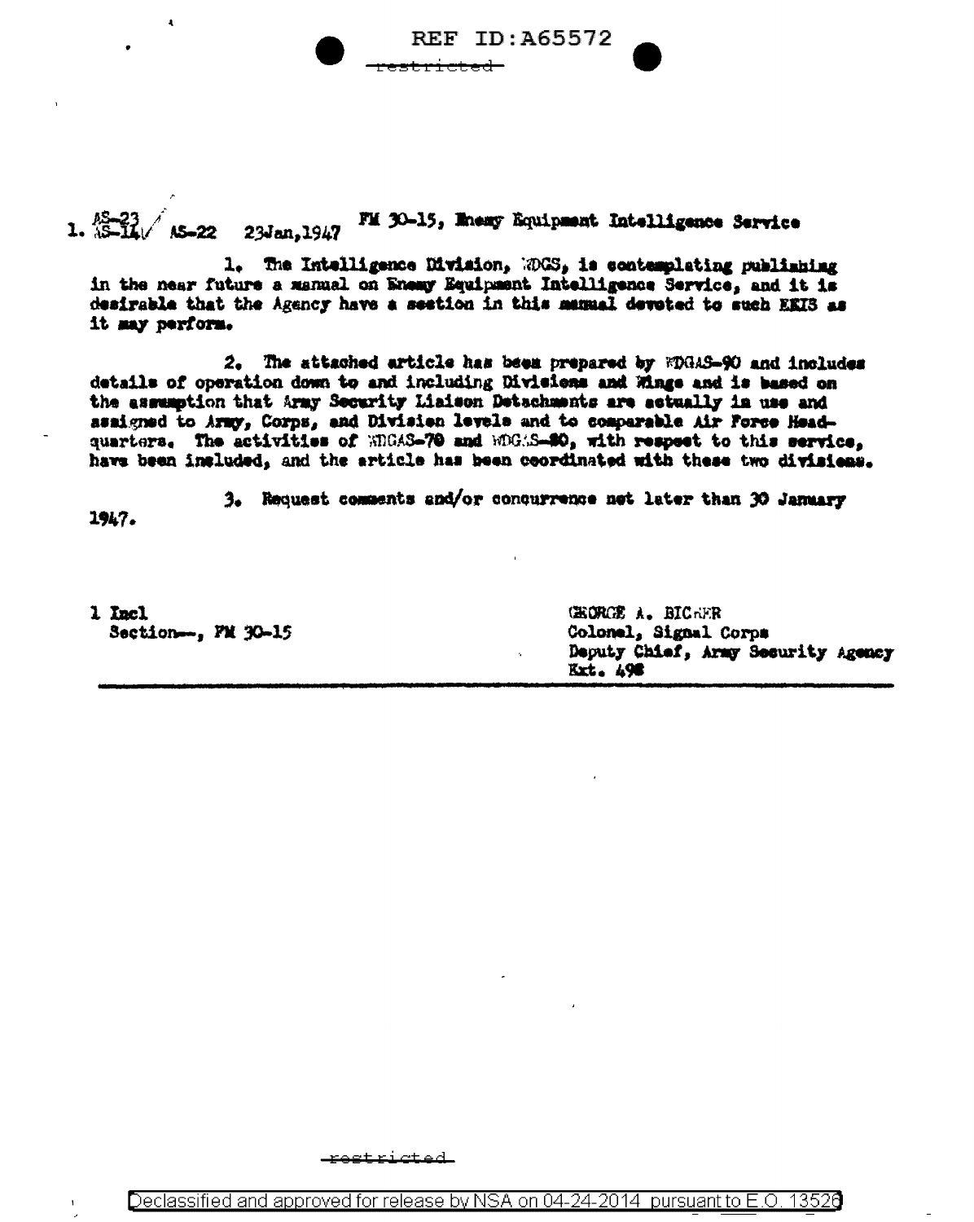REF ID:A65572

~~restricted~~

1. AS-23 / AS-14 / AS-22 23Jan,1947 FM 30-15, Enemy Equipment Intelligence Service

1. The Intelligence Division, WDGS, is contemplating publishing in the near future a manual on Enemy Equipment Intelligence Service, and it is desirable that the Agency have a section in this manual devoted to such EEIS as it may perform.

2. The attached article has been prepared by WDGAS-90 and includes details of operation down to and including Divisions and Wings and is based on the assumption that Army Security Liaison Detachments are actually in use and assigned to Army, Corps, and Division levels and to comparable Air Force Headquarters. The activities of WDGAS-70 and WDGAS-80, with respect to this service, have been included, and the article has been coordinated with these two divisions.

3. Request comments and/or concurrence not later than 30 January 1947.

1 Incl
Section—, FM 30-15

GEORGE A. BICHER
Colonel, Signal Corps
Deputy Chief, Army Security Agency
Ext. 498

~~restricted~~

Declassified and approved for release by NSA on 04-24-2014 pursuant to E.O. 13526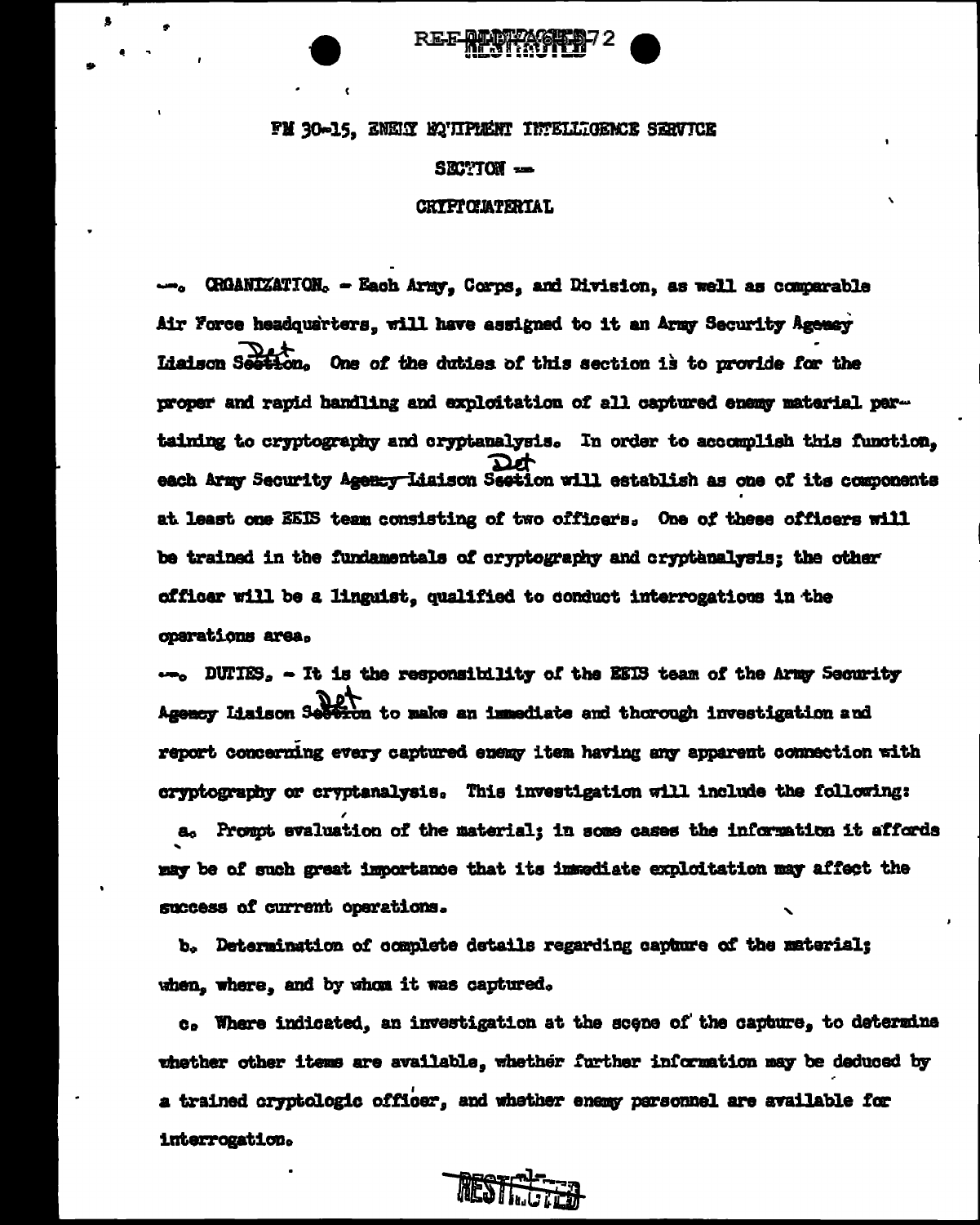FM 30-15, ENEMY EQUIPMENT INTELLIGENCE SERVICE

SECTION --

CRYPTOMATERIAL

--. ORGANIZATION. - Each Army, Corps, and Division, as well as comparable Air Force headquarters, will have assigned to it an Army Security Agency Liaison ~~Section~~ Det. One of the duties of this section is to provide for the proper and rapid handling and exploitation of all captured enemy material pertaining to cryptography and cryptanalysis. In order to accomplish this function, each Army Security ~~Agency Liaison Section~~ Det will establish as one of its components at least one EEIS team consisting of two officers. One of these officers will be trained in the fundamentals of cryptography and cryptanalysis; the other officer will be a linguist, qualified to conduct interrogations in the operations area.

--. DUTIES. - It is the responsibility of the EEIS team of the Army Security Agency Liaison ~~Section~~ Det to make an immediate and thorough investigation and report concerning every captured enemy item having any apparent connection with cryptography or cryptanalysis. This investigation will include the following:

a. Prompt evaluation of the material; in some cases the information it affords may be of such great importance that its immediate exploitation may affect the success of current operations.

b. Determination of complete details regarding capture of the material; when, where, and by whom it was captured.

c. Where indicated, an investigation at the scene of the capture, to determine whether other items are available, whether further information may be deduced by a trained cryptologic officer, and whether enemy personnel are available for interrogation.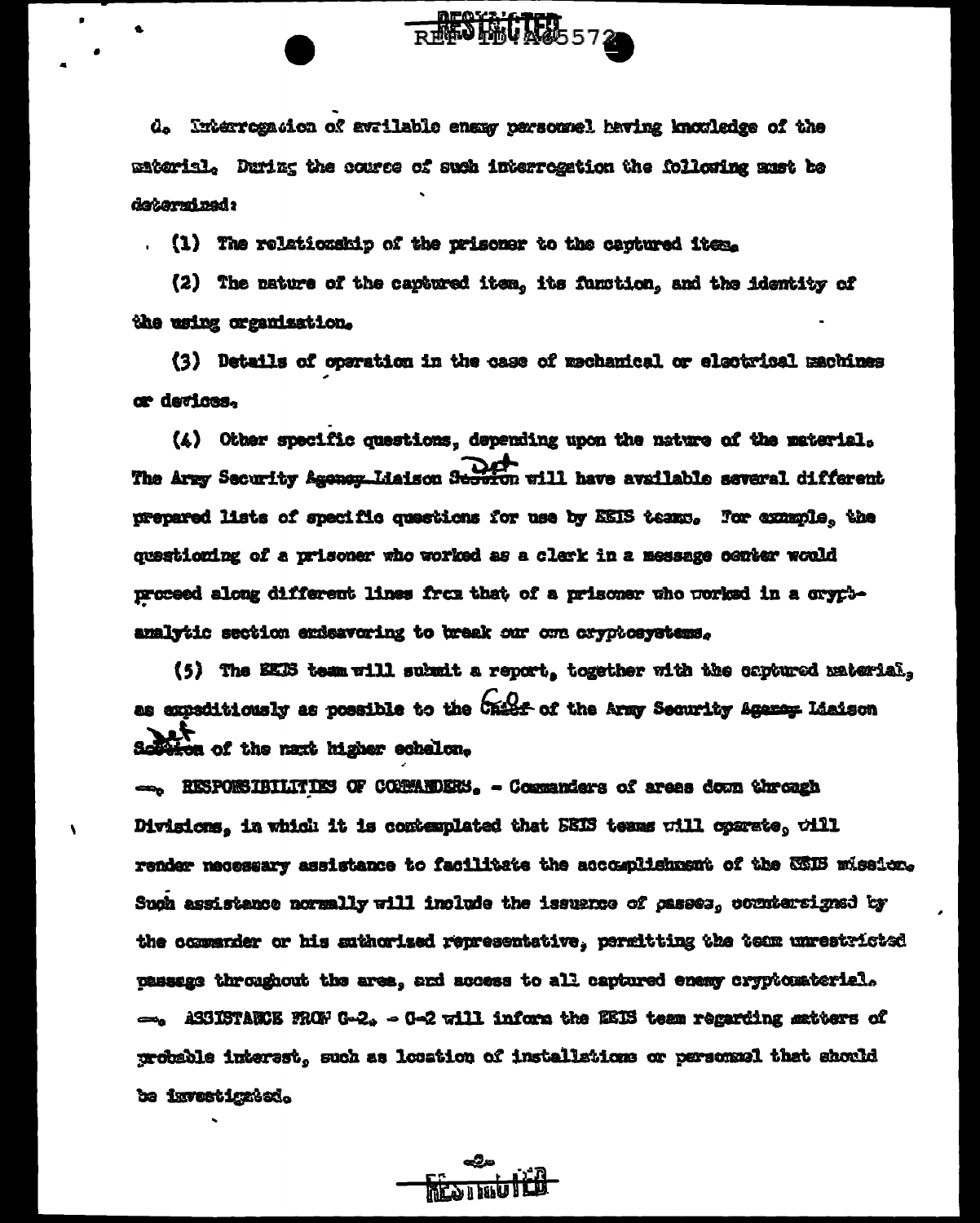d. Interrogation of available enemy personnel having knowledge of the material. During the course of such interrogation the following must be determined:

(1) The relationship of the prisoner to the captured item.

(2) The nature of the captured item, its function, and the identity of the using organization.

(3) Details of operation in the case of mechanical or electrical machines or devices.

(4) Other specific questions, depending upon the nature of the material. The Army Security Agency Liaison Det will have available several different prepared lists of specific questions for use by EEIS teams. For example, the questioning of a prisoner who worked as a clerk in a message center would proceed along different lines from that of a prisoner who worked in a cryptanalytic section endeavoring to break our own cryptosystems.

(5) The EEIS team will submit a report, together with the captured material, as expeditiously as possible to the CO of the Army Security Agency Liaison Det of the next higher echelon.

—. RESPONSIBILITIES OF COMMANDERS. - Commanders of areas down through Divisions, in which it is contemplated that EEIS teams will operate, will render necessary assistance to facilitate the accomplishment of the EEIS mission. Such assistance normally will include the issuance of passes, countersigned by the commander or his authorized representative, permitting the team unrestricted passage throughout the area, and access to all captured enemy cryptomaterial.

—. ASSISTANCE FROM G-2. - G-2 will inform the EEIS team regarding matters of probable interest, such as location of installations or personnel that should be investigated.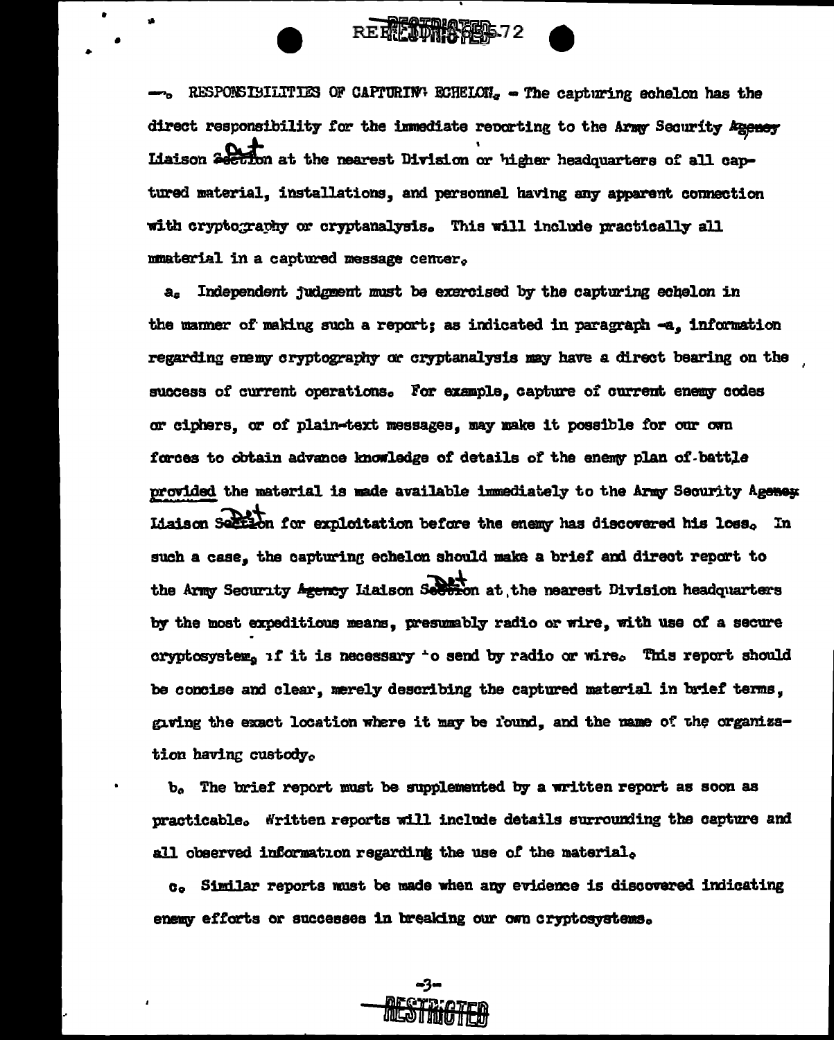—. RESPONSIBILITIES OF CAPTURING ECHELON. - The capturing echelon has the direct responsibility for the immediate reporting to the Army Security Agency Liaison Det at the nearest Division or higher headquarters of all captured material, installations, and personnel having any apparent connection with cryptography or cryptanalysis. This will include practically all material in a captured message center.

a. Independent judgment must be exercised by the capturing echelon in the manner of making such a report; as indicated in paragraph -a, information regarding enemy cryptography or cryptanalysis may have a direct bearing on the success of current operations. For example, capture of current enemy codes or ciphers, or of plain-text messages, may make it possible for our own forces to obtain advance knowledge of details of the enemy plan of battle provided the material is made available immediately to the Army Security Agency Liaison Det for exploitation before the enemy has discovered his loss. In such a case, the capturing echelon should make a brief and direct report to the Army Security Agency Liaison Det at the nearest Division headquarters by the most expeditious means, presumably radio or wire, with use of a secure cryptosystem, if it is necessary to send by radio or wire. This report should be concise and clear, merely describing the captured material in brief terms, giving the exact location where it may be found, and the name of the organization having custody.

b. The brief report must be supplemented by a written report as soon as practicable. Written reports will include details surrounding the capture and all observed information regarding the use of the material.

c. Similar reports must be made when any evidence is discovered indicating enemy efforts or successes in breaking our own cryptosystems.